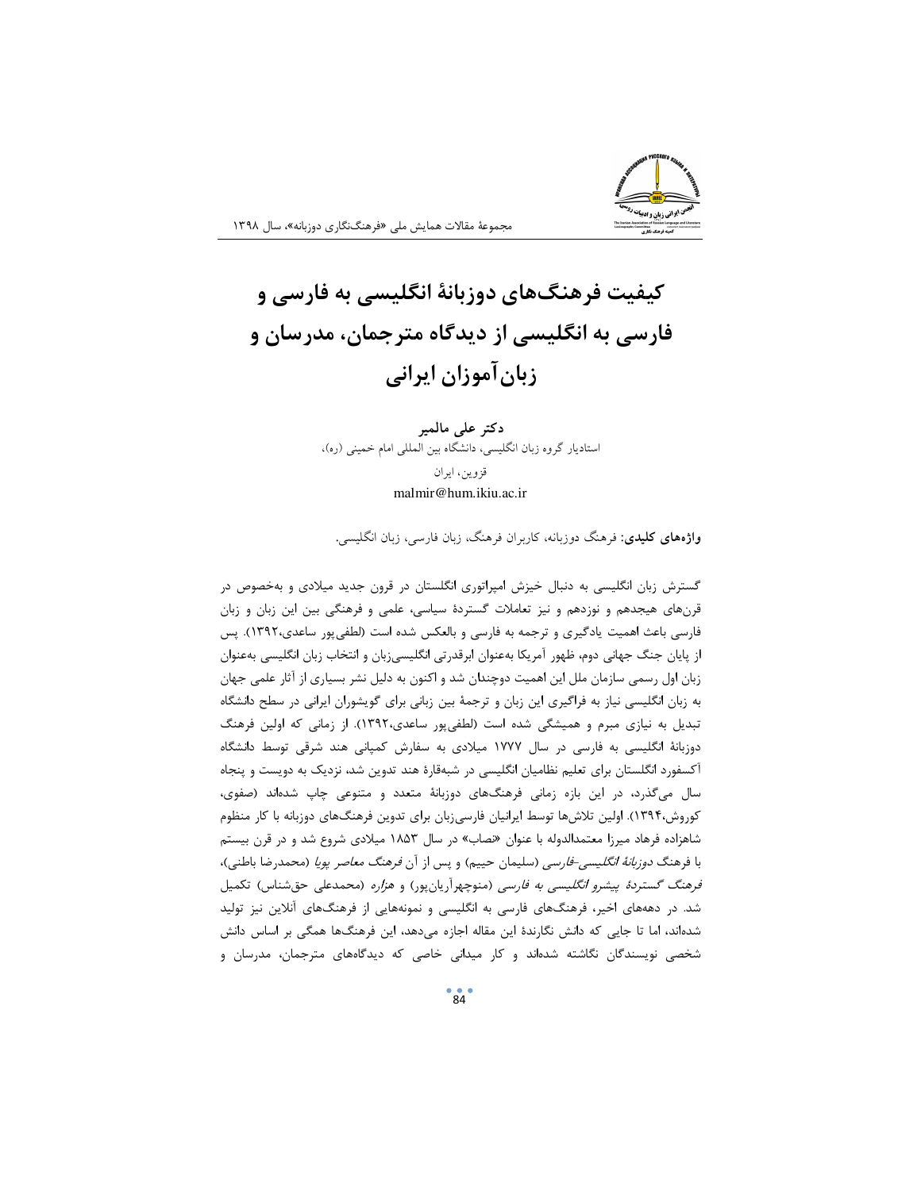# کیفیت فرهنگ‌های دوزبانۀ انگلیسی به فارسی و فارسی به انگلیسی از دیدگاه مترجمان، مدرسان و زبان‌آموزان ایرانی

**دکتر علی مالمیر**

استادیار گروه زبان انگلیسی، دانشگاه بین المللی امام خمینی (ره)،

قزوین، ایران

malmir@hum.ikiu.ac.ir

**واژه‌های کلیدی:** فرهنگ دوزبانه، کاربران فرهنگ، زبان فارسی، زبان انگلیسی.

گسترش زبان انگلیسی به دنبال خیزش امپراتوری انگلستان در قرون جدید میلادی و به‌خصوص در قرن‌های هیجدهم و نوزدهم و نیز تعاملات گستردۀ سیاسی، علمی و فرهنگی بین این زبان و زبان فارسی باعث اهمیت یادگیری و ترجمه به فارسی و بالعکس شده است (لطفی‌پور ساعدی،۱۳۹۲). پس از پایان جنگ جهانی دوم، ظهور آمریکا به‌عنوان ابرقدرتی انگلیسی‌زبان و انتخاب زبان انگلیسی به‌عنوان زبان اول رسمی سازمان ملل این اهمیت دوچندان شد و اکنون به دلیل نشر بسیاری از آثار علمی جهان به زبان انگلیسی نیاز به فراگیری این زبان و ترجمۀ بین زبانی برای گویشوران ایرانی در سطح دانشگاه تبدیل به نیازی مبرم و همیشگی شده است (لطفی‌پور ساعدی،۱۳۹۲). از زمانی که اولین فرهنگ دوزبانۀ انگلیسی به فارسی در سال ۱۷۷۷ میلادی به سفارش کمپانی هند شرقی توسط دانشگاه آکسفورد انگلستان برای تعلیم نظامیان انگلیسی در شبه‌قارۀ هند تدوین شد، نزدیک به دویست و پنجاه سال می‌گذرد، در این بازه زمانی فرهنگ‌های دوزبانۀ متعدد و متنوعی چاپ شده‌اند (صفوی، کوروش،۱۳۹۴). اولین تلاش‌ها توسط ایرانیان فارسی‌زبان برای تدوین فرهنگ‌های دوزبانه با کار منظوم شاهزاده فرهاد میرزا معتمدالدوله با عنوان «نصاب» در سال ۱۸۵۳ میلادی شروع شد و در قرن بیستم با فرهنگ *دوزبانۀ انگلیسی-فارسی* (سلیمان حییم) و پس از آن *فرهنگ معاصر پویا* (محمدرضا باطنی)، *فرهنگ گستردۀ پیشرو انگلیسی به فارسی* (منوچهر آریان‌پور) و *هزاره* (محمدعلی حق‌شناس) تکمیل شد. در دهه‌های اخیر، فرهنگ‌های فارسی به انگلیسی و نمونه‌هایی از فرهنگ‌های آنلاین نیز تولید شده‌اند، اما تا جایی که دانش نگارندۀ این مقاله اجازه می‌دهد، این فرهنگ‌ها همگی بر اساس دانش شخصی نویسندگان نگاشته شده‌اند و کار میدانی خاصی که دیدگاه‌های مترجمان، مدرسان و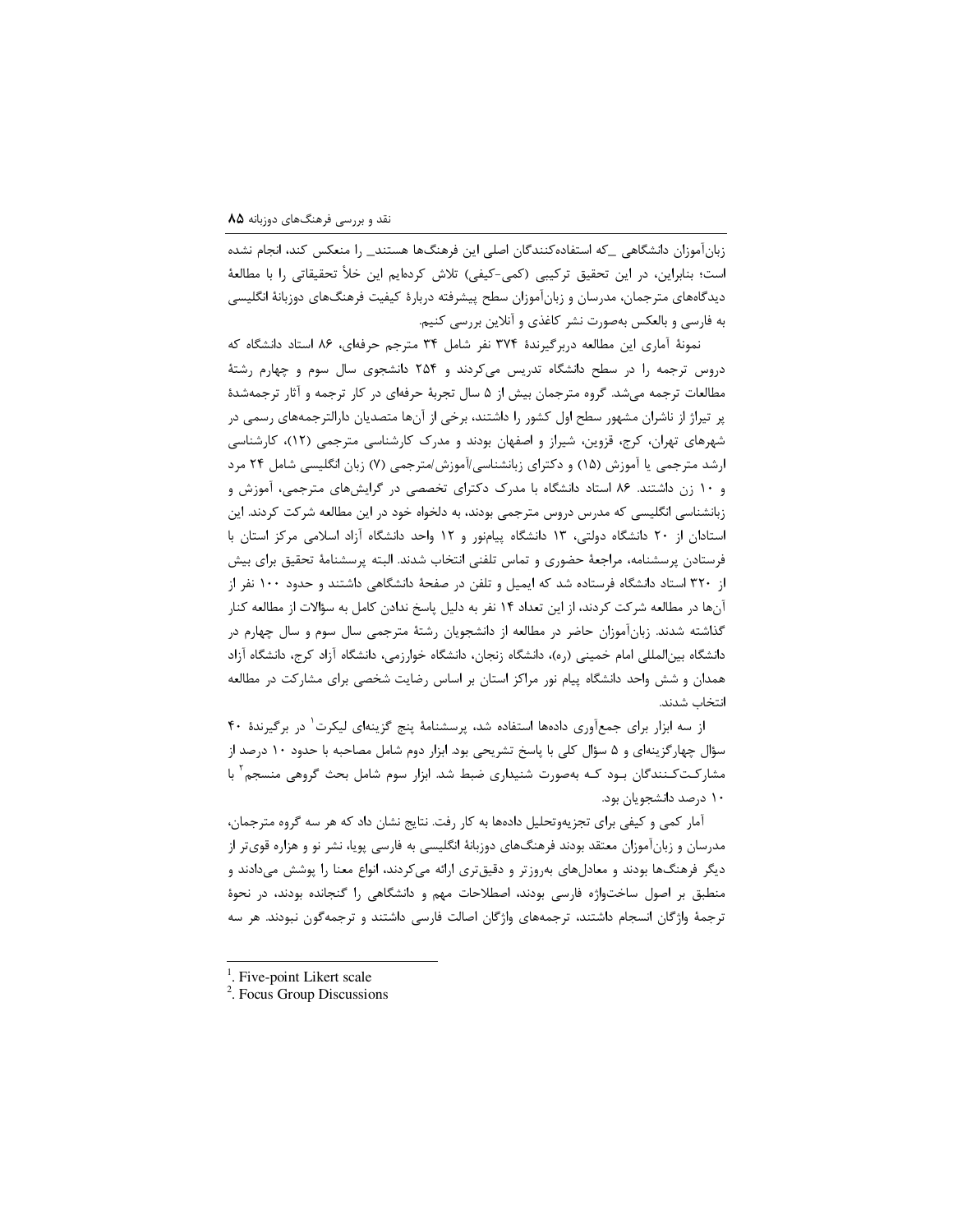زبان‌آموزان دانشگاهی ـ‌که استفاده‌کنندگان اصلی این فرهنگ‌ها هستند‌ـ را منعکس کند، انجام نشده است؛ بنابراین، در این تحقیق ترکیبی (کمی-کیفی) تلاش کرده‌ایم این خلأ تحقیقاتی را با مطالعهٔ دیدگاه‌های مترجمان، مدرسان و زبان‌آموزان سطح پیشرفته دربارهٔ کیفیت فرهنگ‌های دوزبانهٔ انگلیسی به فارسی و بالعکس به‌صورت نشر کاغذی و آنلاین بررسی کنیم.

نمونهٔ آماری این مطالعه دربرگیرندهٔ ۳۷۴ نفر شامل ۳۴ مترجم حرفه‌ای، ۸۶ استاد دانشگاه که دروس ترجمه را در سطح دانشگاه تدریس می‌کردند و ۲۵۴ دانشجوی سال سوم و چهارم رشتهٔ مطالعات ترجمه می‌شد. گروه مترجمان بیش از ۵ سال تجربهٔ حرفه‌ای در کار ترجمه و آثار ترجمه‌شدهٔ پر تیراژ از ناشران مشهور سطح اول کشور را داشتند، برخی از آن‌ها متصدیان دارالترجمه‌های رسمی در شهرهای تهران، کرج، قزوین، شیراز و اصفهان بودند و مدرک کارشناسی مترجمی (۱۲)، کارشناسی ارشد مترجمی یا آموزش (۱۵) و دکترای زبانشناسی/آموزش/مترجمی (۷) زبان انگلیسی شامل ۲۴ مرد و ۱۰ زن داشتند. ۸۶ استاد دانشگاه با مدرک دکترای تخصصی در گرایش‌های مترجمی، آموزش و زبانشناسی انگلیسی که مدرس دروس مترجمی بودند، به دلخواه خود در این مطالعه شرکت کردند. این استادان از ۲۰ دانشگاه دولتی، ۱۳ دانشگاه پیام‌نور و ۱۲ واحد دانشگاه آزاد اسلامی مرکز استان با فرستادن پرسشنامه، مراجعهٔ حضوری و تماس تلفنی انتخاب شدند. البته پرسشنامهٔ تحقیق برای بیش از ۳۲۰ استاد دانشگاه فرستاده شد که ایمیل و تلفن در صفحهٔ دانشگاهی داشتند و حدود ۱۰۰ نفر از آن‌ها در مطالعه شرکت کردند، از این تعداد ۱۴ نفر به دلیل پاسخ ندادن کامل به سؤالات از مطالعه کنار گذاشته شدند. زبان‌آموزان حاضر در مطالعه از دانشجویان رشتهٔ مترجمی سال سوم و سال چهارم در دانشگاه بین‌المللی امام خمینی (ره)، دانشگاه زنجان، دانشگاه خوارزمی، دانشگاه آزاد کرج، دانشگاه آزاد همدان و شش واحد دانشگاه پیام نور مراکز استان بر اساس رضایت شخصی برای مشارکت در مطالعه انتخاب شدند.

از سه ابزار برای جمع‌آوری داده‌ها استفاده شد، پرسشنامهٔ پنج گزینه‌ای لیکرت[1] در برگیرندهٔ ۴۰ سؤال چهارگزینه‌ای و ۵ سؤال کلی با پاسخ تشریحی بود. ابزار دوم شامل مصاحبه با حدود ۱۰ درصد از مشارکت‌کنندگان بود که به‌صورت شنیداری ضبط شد. ابزار سوم شامل بحث گروهی منسجم[2] با ۱۰ درصد دانشجویان بود.

آمار کمی و کیفی برای تجزیه‌وتحلیل داده‌ها به کار رفت. نتایج نشان داد که هر سه گروه مترجمان، مدرسان و زبان‌آموزان معتقد بودند فرهنگ‌های دوزبانهٔ انگلیسی به فارسی پویا، نشر نو و هزاره قوی‌تر از دیگر فرهنگ‌ها بودند و معادل‌های به‌روزتر و دقیق‌تری ارائه می‌کردند، انواع معنا را پوشش می‌دادند و منطبق بر اصول ساخت‌واژه فارسی بودند، اصطلاحات مهم و دانشگاهی را گنجانده بودند، در نحوهٔ ترجمهٔ واژگان انسجام داشتند، ترجمه‌های واژگان اصالت فارسی داشتند و ترجمه‌گون نبودند. هر سه

---

[1]. Five-point Likert scale

[2]. Focus Group Discussions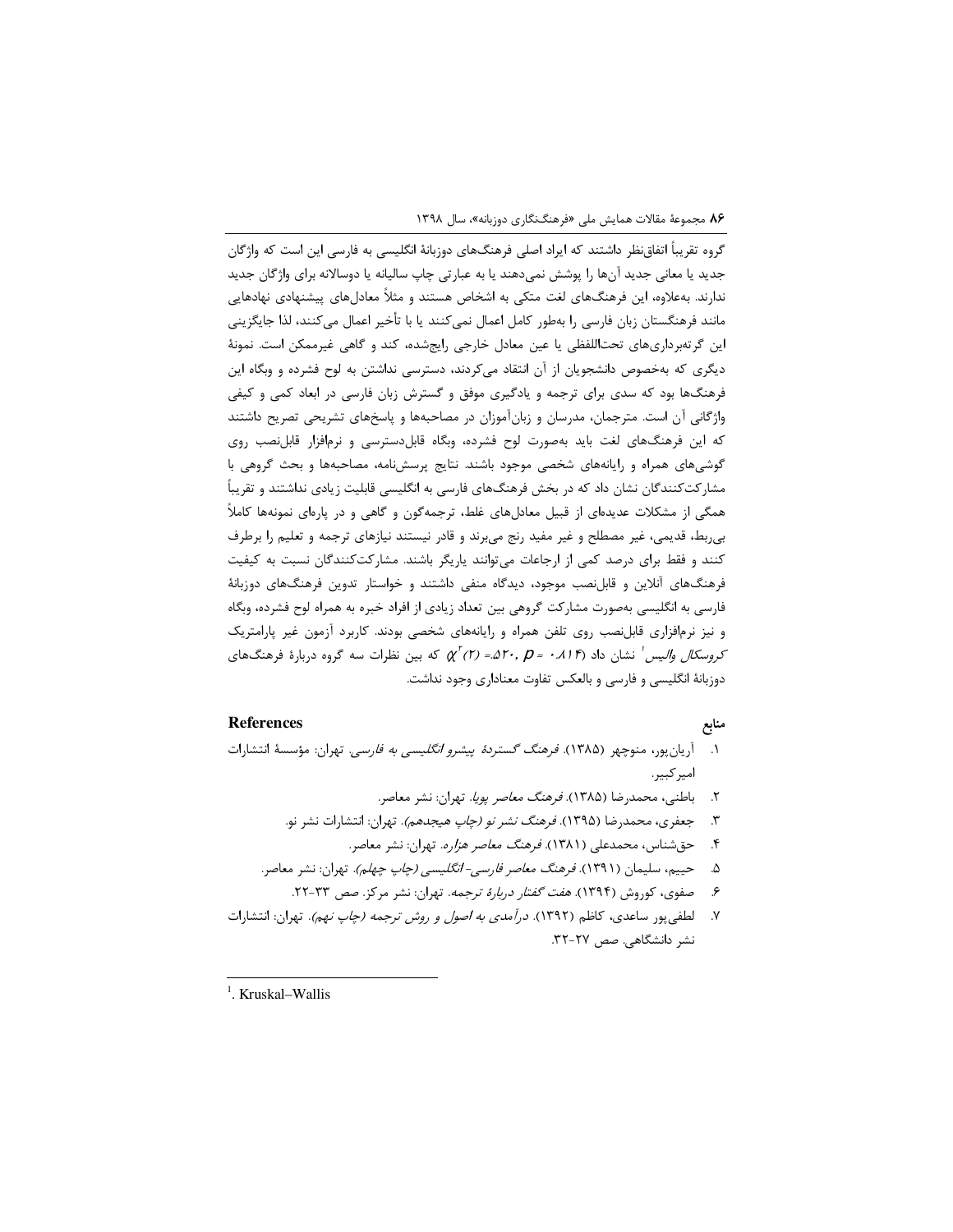گروه تقریباً اتفاق‌نظر داشتند که ایراد اصلی فرهنگ‌های دوزبانهٔ انگلیسی به فارسی این است که واژگان جدید یا معانی جدید آن‌ها را پوشش نمی‌دهند یا به عبارتی چاپ سالیانه یا دوسالانه برای واژگان جدید ندارند. به‌علاوه، این فرهنگ‌های لغت متکی به اشخاص هستند و مثلاً معادل‌های پیشنهادی نهادهایی مانند فرهنگستان زبان فارسی را به‌طور کامل اعمال نمی‌کنند یا با تأخیر اعمال می‌کنند، لذا جایگزینی این گرته‌برداری‌های تحت‌اللفظی یا عین معادل خارجی رایج‌شده، کند و گاهی غیرممکن است. نمونهٔ دیگری که به‌خصوص دانشجویان از آن انتقاد می‌کردند، دسترسی نداشتن به لوح فشرده و وبگاه این فرهنگ‌ها بود که سدی برای ترجمه و یادگیری موفق و گسترش زبان فارسی در ابعاد کمی و کیفی واژگانی آن است. مترجمان، مدرسان و زبان‌آموزان در مصاحبه‌ها و پاسخ‌های تشریحی تصریح داشتند که این فرهنگ‌های لغت باید به‌صورت لوح فشرده، وبگاه قابل‌دسترسی و نرم‌افزار قابل‌نصب روی گوشی‌های همراه و رایانه‌های شخصی موجود باشند. نتایج پرسش‌نامه، مصاحبه‌ها و بحث گروهی با مشارکت‌کنندگان نشان داد که در بخش فرهنگ‌های فارسی به انگلیسی قابلیت زیادی نداشتند و تقریباً همگی از مشکلات عدیده‌ای از قبیل معادل‌های غلط، ترجمه‌گون و گاهی و در پاره‌ای نمونه‌ها کاملاً بی‌ربط، قدیمی، غیر مصطلح و غیر مفید رنج می‌برند و قادر نیستند نیازهای ترجمه و تعلیم را برطرف کنند و فقط برای درصد کمی از ارجاعات می‌توانند یاریگر باشند. مشارکت‌کنندگان نسبت به کیفیت فرهنگ‌های آنلاین و قابل‌نصب موجود، دیدگاه منفی داشتند و خواستار تدوین فرهنگ‌های دوزبانهٔ فارسی به انگلیسی به‌صورت مشارکت گروهی بین تعداد زیادی از افراد خبره به همراه لوح فشرده، وبگاه و نیز نرم‌افزاری قابل‌نصب روی تلفن همراه و رایانه‌های شخصی بودند. کاربرد آزمون غیر پارامتریک *کروسکال والیس*[1] نشان داد ($\chi^2(2) = .520$, $p = .814$) که بین نظرات سه گروه دربارهٔ فرهنگ‌های دوزبانهٔ انگلیسی و فارسی و بالعکس تفاوت معناداری وجود نداشت.

## منابع References

۱. آریان‌پور، منوچهر (۱۳۸۵). *فرهنگ گستردهٔ پیشرو انگلیسی به فارسی*. تهران: مؤسسهٔ انتشارات امیرکبیر.

۲. باطنی، محمدرضا (۱۳۸۵). *فرهنگ معاصر پویا*. تهران: نشر معاصر.

۳. جعفری، محمدرضا (۱۳۹۵). *فرهنگ نشر نو (چاپ هیجدهم)*. تهران: انتشارات نشر نو.

۴. حق‌شناس، محمدعلی (۱۳۸۱). *فرهنگ معاصر هزاره*. تهران: نشر معاصر.

۵. حییم، سلیمان (۱۳۹۱). *فرهنگ معاصر فارسی- انگلیسی (چاپ چهلم)*. تهران: نشر معاصر.

۶. صفوی، کوروش (۱۳۹۴). *هفت گفتار دربارهٔ ترجمه*. تهران: نشر مرکز. صص ۳۳-۲۲.

۷. لطفی‌پور ساعدی، کاظم (۱۳۹۲). *درآمدی به اصول و روش ترجمه (چاپ نهم)*. تهران: انتشارات نشر دانشگاهی. صص ۲۷-۳۲.

---

[1]. Kruskal–Wallis